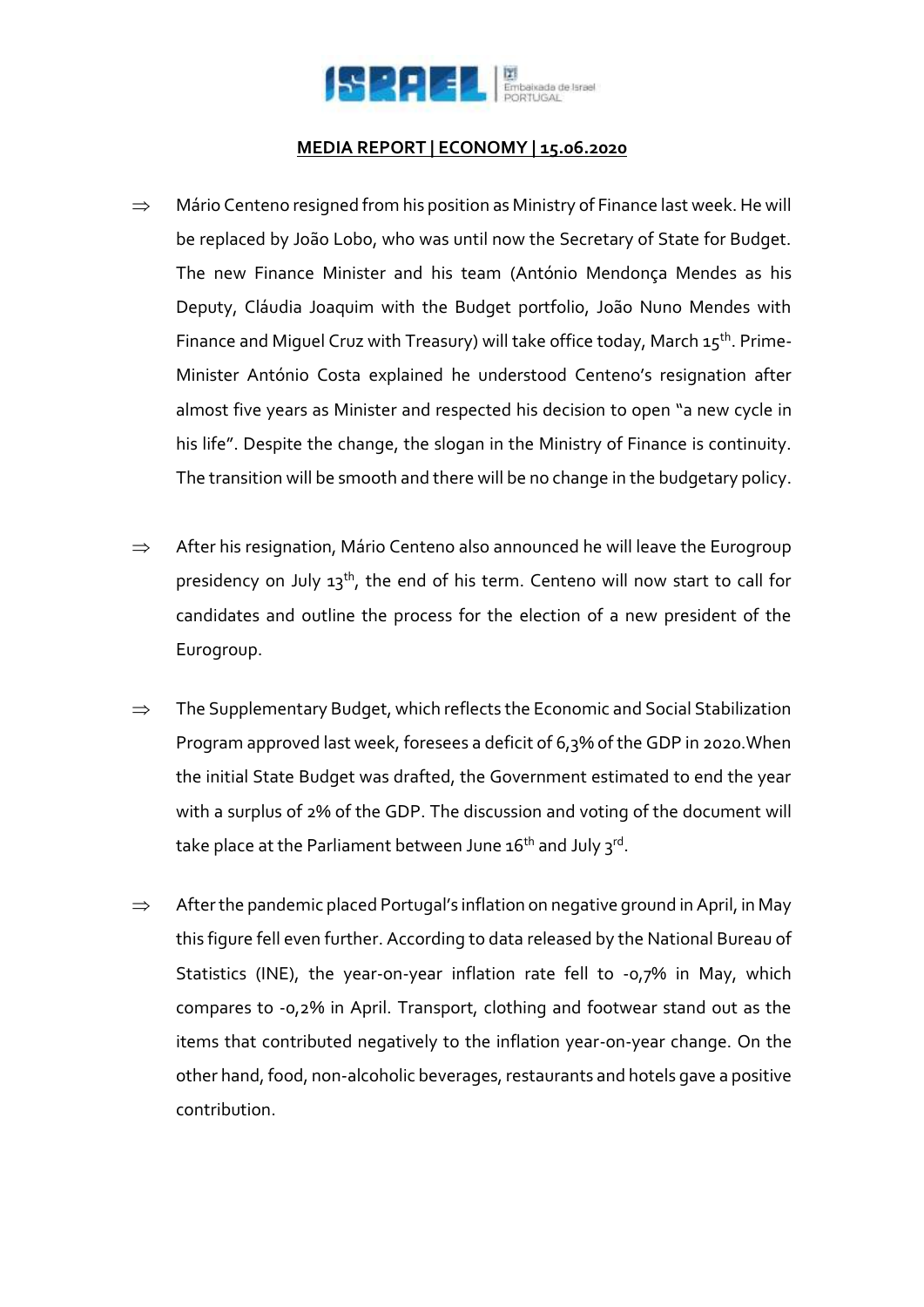**MEDIA REPORT | ECONOMY | 15.06.2020**

⇒ Mário Centeno resigned from his position as Ministry of Finance last week. He will be replaced by João Lobo, who was until now the Secretary of State for Budget. The new Finance Minister and his team (António Mendonça Mendes as his Deputy, Cláudia Joaquim with the Budget portfolio, João Nuno Mendes with Finance and Miguel Cruz with Treasury) will take office today, March 15th. Prime-Minister António Costa explained he understood Centeno's resignation after almost five years as Minister and respected his decision to open "a new cycle in his life". Despite the change, the slogan in the Ministry of Finance is continuity. The transition will be smooth and there will be no change in the budgetary policy.

⇒ After his resignation, Mário Centeno also announced he will leave the Eurogroup presidency on July 13th, the end of his term. Centeno will now start to call for candidates and outline the process for the election of a new president of the Eurogroup.

⇒ The Supplementary Budget, which reflects the Economic and Social Stabilization Program approved last week, foresees a deficit of 6,3% of the GDP in 2020.When the initial State Budget was drafted, the Government estimated to end the year with a surplus of 2% of the GDP. The discussion and voting of the document will take place at the Parliament between June 16th and July 3rd.

⇒ After the pandemic placed Portugal's inflation on negative ground in April, in May this figure fell even further. According to data released by the National Bureau of Statistics (INE), the year-on-year inflation rate fell to -0,7% in May, which compares to -0,2% in April. Transport, clothing and footwear stand out as the items that contributed negatively to the inflation year-on-year change. On the other hand, food, non-alcoholic beverages, restaurants and hotels gave a positive contribution.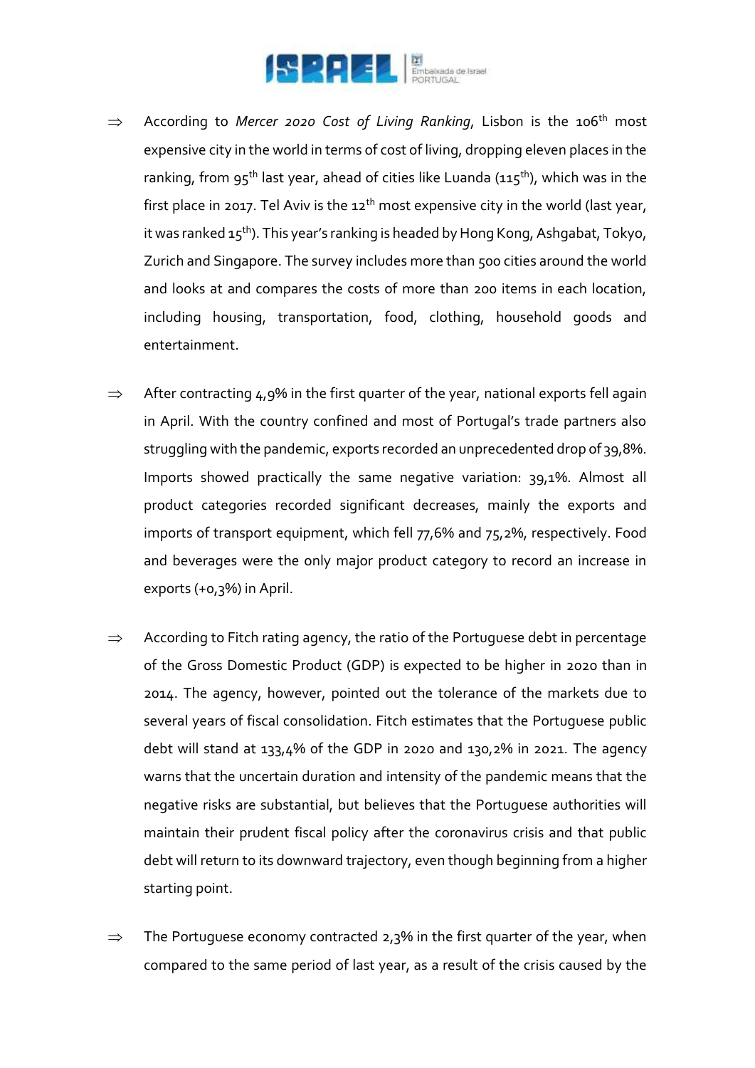- ⇒ According to *Mercer 2020 Cost of Living Ranking*, Lisbon is the 106th most expensive city in the world in terms of cost of living, dropping eleven places in the ranking, from 95th last year, ahead of cities like Luanda (115th), which was in the first place in 2017. Tel Aviv is the 12th most expensive city in the world (last year, it was ranked 15th). This year's ranking is headed by Hong Kong, Ashgabat, Tokyo, Zurich and Singapore. The survey includes more than 500 cities around the world and looks at and compares the costs of more than 200 items in each location, including housing, transportation, food, clothing, household goods and entertainment.

- ⇒ After contracting 4,9% in the first quarter of the year, national exports fell again in April. With the country confined and most of Portugal's trade partners also struggling with the pandemic, exports recorded an unprecedented drop of 39,8%. Imports showed practically the same negative variation: 39,1%. Almost all product categories recorded significant decreases, mainly the exports and imports of transport equipment, which fell 77,6% and 75,2%, respectively. Food and beverages were the only major product category to record an increase in exports (+0,3%) in April.

- ⇒ According to Fitch rating agency, the ratio of the Portuguese debt in percentage of the Gross Domestic Product (GDP) is expected to be higher in 2020 than in 2014. The agency, however, pointed out the tolerance of the markets due to several years of fiscal consolidation. Fitch estimates that the Portuguese public debt will stand at 133,4% of the GDP in 2020 and 130,2% in 2021. The agency warns that the uncertain duration and intensity of the pandemic means that the negative risks are substantial, but believes that the Portuguese authorities will maintain their prudent fiscal policy after the coronavirus crisis and that public debt will return to its downward trajectory, even though beginning from a higher starting point.

- ⇒ The Portuguese economy contracted 2,3% in the first quarter of the year, when compared to the same period of last year, as a result of the crisis caused by the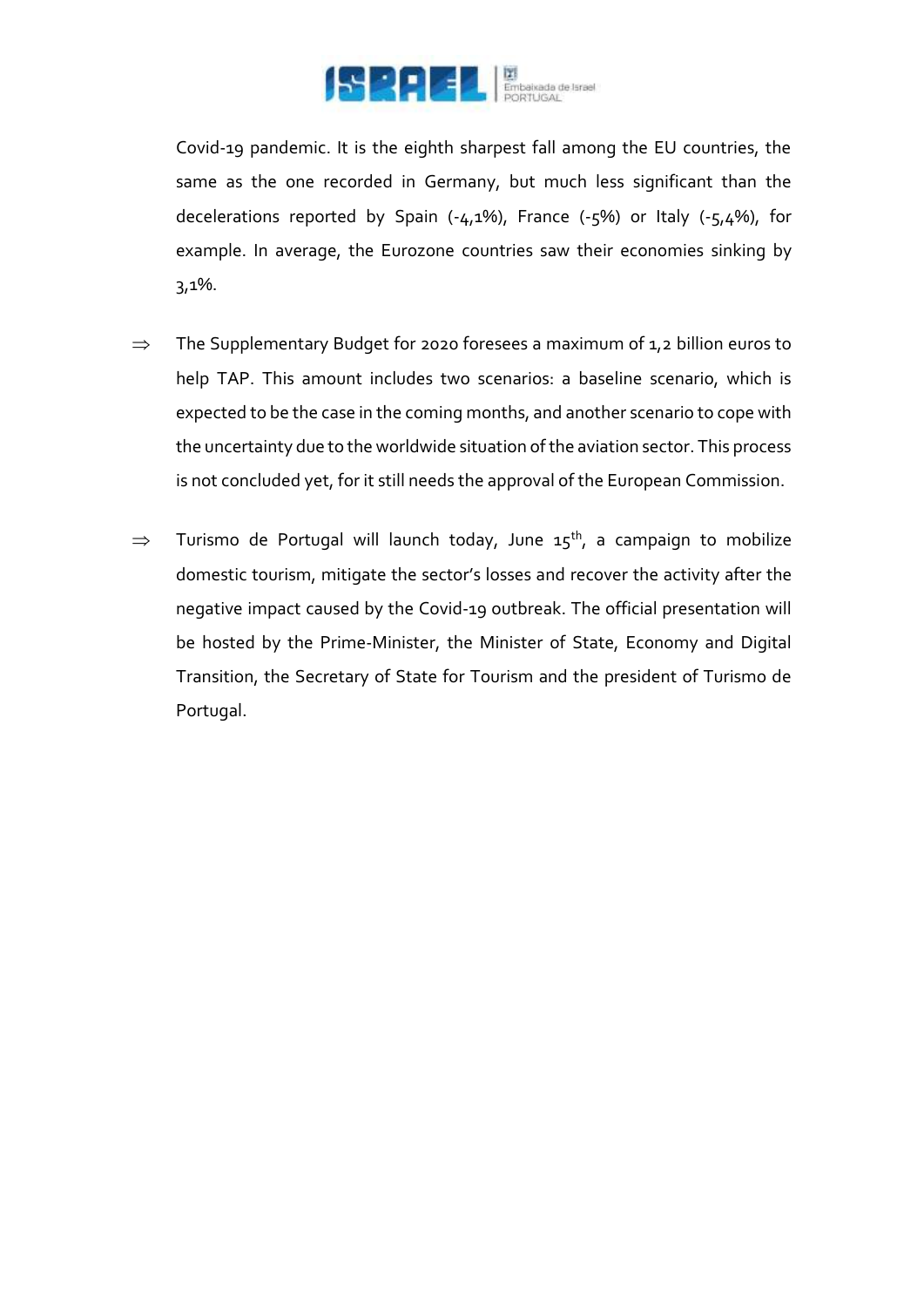Covid-19 pandemic. It is the eighth sharpest fall among the EU countries, the same as the one recorded in Germany, but much less significant than the decelerations reported by Spain (-4,1%), France (-5%) or Italy (-5,4%), for example. In average, the Eurozone countries saw their economies sinking by 3,1%.

⇒ The Supplementary Budget for 2020 foresees a maximum of 1,2 billion euros to help TAP. This amount includes two scenarios: a baseline scenario, which is expected to be the case in the coming months, and another scenario to cope with the uncertainty due to the worldwide situation of the aviation sector. This process is not concluded yet, for it still needs the approval of the European Commission.

⇒ Turismo de Portugal will launch today, June 15th, a campaign to mobilize domestic tourism, mitigate the sector's losses and recover the activity after the negative impact caused by the Covid-19 outbreak. The official presentation will be hosted by the Prime-Minister, the Minister of State, Economy and Digital Transition, the Secretary of State for Tourism and the president of Turismo de Portugal.